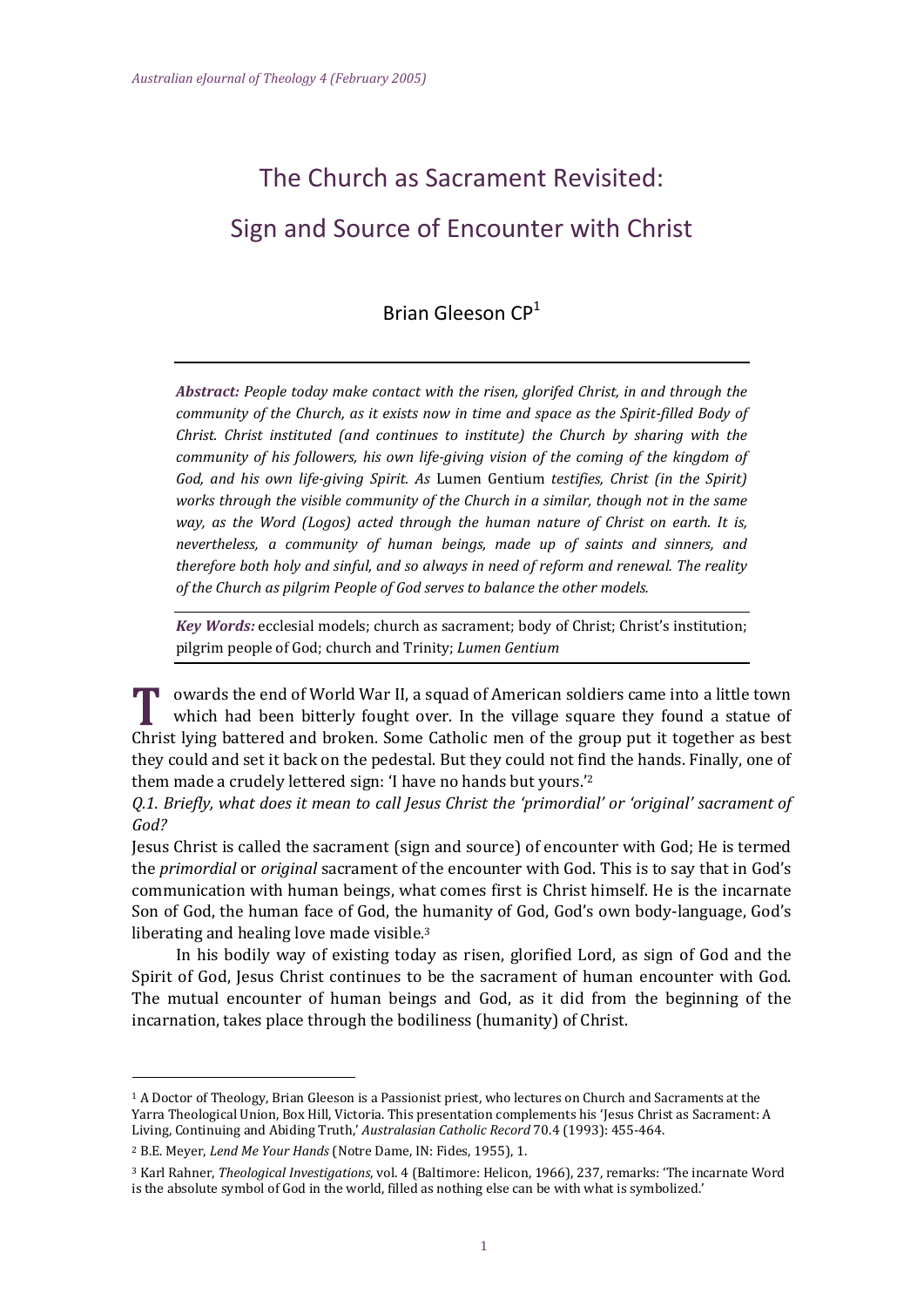# The Church as Sacrament Revisited: Sign and Source of Encounter with Christ

Brian Gleeson CP[1]

***Abstract:*** *People today make contact with the risen, glorifed Christ, in and through the community of the Church, as it exists now in time and space as the Spirit-filled Body of Christ. Christ instituted (and continues to institute) the Church by sharing with the community of his followers, his own life-giving vision of the coming of the kingdom of God, and his own life-giving Spirit. As* Lumen Gentium *testifies, Christ (in the Spirit) works through the visible community of the Church in a similar, though not in the same way, as the Word (Logos) acted through the human nature of Christ on earth. It is, nevertheless, a community of human beings, made up of saints and sinners, and therefore both holy and sinful, and so always in need of reform and renewal. The reality of the Church as pilgrim People of God serves to balance the other models.*

***Key Words:*** ecclesial models; church as sacrament; body of Christ; Christ's institution; pilgrim people of God; church and Trinity; *Lumen Gentium*

Towards the end of World War II, a squad of American soldiers came into a little town which had been bitterly fought over. In the village square they found a statue of Christ lying battered and broken. Some Catholic men of the group put it together as best they could and set it back on the pedestal. But they could not find the hands. Finally, one of them made a crudely lettered sign: 'I have no hands but yours.'[2]

*Q.1. Briefly, what does it mean to call Jesus Christ the 'primordial' or 'original' sacrament of God?*

Jesus Christ is called the sacrament (sign and source) of encounter with God; He is termed the *primordial* or *original* sacrament of the encounter with God. This is to say that in God's communication with human beings, what comes first is Christ himself. He is the incarnate Son of God, the human face of God, the humanity of God, God's own body-language, God's liberating and healing love made visible.[3]

In his bodily way of existing today as risen, glorified Lord, as sign of God and the Spirit of God, Jesus Christ continues to be the sacrament of human encounter with God. The mutual encounter of human beings and God, as it did from the beginning of the incarnation, takes place through the bodiliness (humanity) of Christ.

---

[1] A Doctor of Theology, Brian Gleeson is a Passionist priest, who lectures on Church and Sacraments at the Yarra Theological Union, Box Hill, Victoria. This presentation complements his 'Jesus Christ as Sacrament: A Living, Continuing and Abiding Truth,' *Australasian Catholic Record* 70.4 (1993): 455-464.

[2] B.E. Meyer, *Lend Me Your Hands* (Notre Dame, IN: Fides, 1955), 1.

[3] Karl Rahner, *Theological Investigations*, vol. 4 (Baltimore: Helicon, 1966), 237, remarks: 'The incarnate Word is the absolute symbol of God in the world, filled as nothing else can be with what is symbolized.'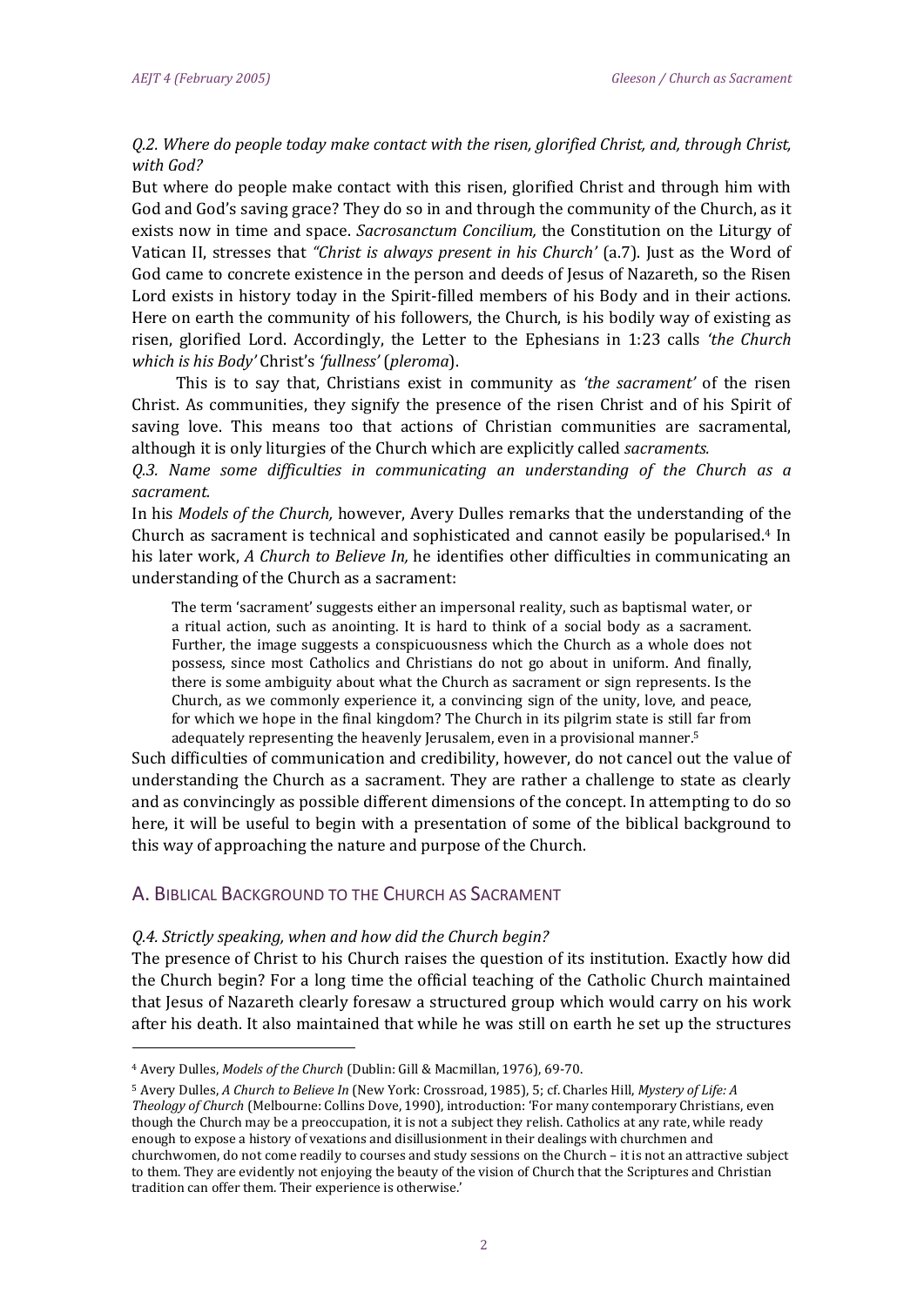*Q.2. Where do people today make contact with the risen, glorified Christ, and, through Christ, with God?*

But where do people make contact with this risen, glorified Christ and through him with God and God's saving grace? They do so in and through the community of the Church, as it exists now in time and space. *Sacrosanctum Concilium,* the Constitution on the Liturgy of Vatican II, stresses that *"Christ is always present in his Church'* (a.7). Just as the Word of God came to concrete existence in the person and deeds of Jesus of Nazareth, so the Risen Lord exists in history today in the Spirit-filled members of his Body and in their actions. Here on earth the community of his followers, the Church, is his bodily way of existing as risen, glorified Lord. Accordingly, the Letter to the Ephesians in 1:23 calls *'the Church which is his Body'* Christ's *'fullness'* (*pleroma*).

This is to say that, Christians exist in community as *'the sacrament'* of the risen Christ. As communities, they signify the presence of the risen Christ and of his Spirit of saving love. This means too that actions of Christian communities are sacramental, although it is only liturgies of the Church which are explicitly called *sacraments.*

*Q.3. Name some difficulties in communicating an understanding of the Church as a sacrament.*

In his *Models of the Church,* however, Avery Dulles remarks that the understanding of the Church as sacrament is technical and sophisticated and cannot easily be popularised.[4] In his later work, *A Church to Believe In,* he identifies other difficulties in communicating an understanding of the Church as a sacrament:

> The term 'sacrament' suggests either an impersonal reality, such as baptismal water, or a ritual action, such as anointing. It is hard to think of a social body as a sacrament. Further, the image suggests a conspicuousness which the Church as a whole does not possess, since most Catholics and Christians do not go about in uniform. And finally, there is some ambiguity about what the Church as sacrament or sign represents. Is the Church, as we commonly experience it, a convincing sign of the unity, love, and peace, for which we hope in the final kingdom? The Church in its pilgrim state is still far from adequately representing the heavenly Jerusalem, even in a provisional manner.[5]

Such difficulties of communication and credibility, however, do not cancel out the value of understanding the Church as a sacrament. They are rather a challenge to state as clearly and as convincingly as possible different dimensions of the concept. In attempting to do so here, it will be useful to begin with a presentation of some of the biblical background to this way of approaching the nature and purpose of the Church.

## A. Biblical Background to the Church as Sacrament

*Q.4. Strictly speaking, when and how did the Church begin?*

The presence of Christ to his Church raises the question of its institution. Exactly how did the Church begin? For a long time the official teaching of the Catholic Church maintained that Jesus of Nazareth clearly foresaw a structured group which would carry on his work after his death. It also maintained that while he was still on earth he set up the structures

---

[4] Avery Dulles, *Models of the Church* (Dublin: Gill & Macmillan, 1976), 69-70.

[5] Avery Dulles, *A Church to Believe In* (New York: Crossroad, 1985), 5; cf. Charles Hill, *Mystery of Life: A Theology of Church* (Melbourne: Collins Dove, 1990), introduction: 'For many contemporary Christians, even though the Church may be a preoccupation, it is not a subject they relish. Catholics at any rate, while ready enough to expose a history of vexations and disillusionment in their dealings with churchmen and churchwomen, do not come readily to courses and study sessions on the Church – it is not an attractive subject to them. They are evidently not enjoying the beauty of the vision of Church that the Scriptures and Christian tradition can offer them. Their experience is otherwise.'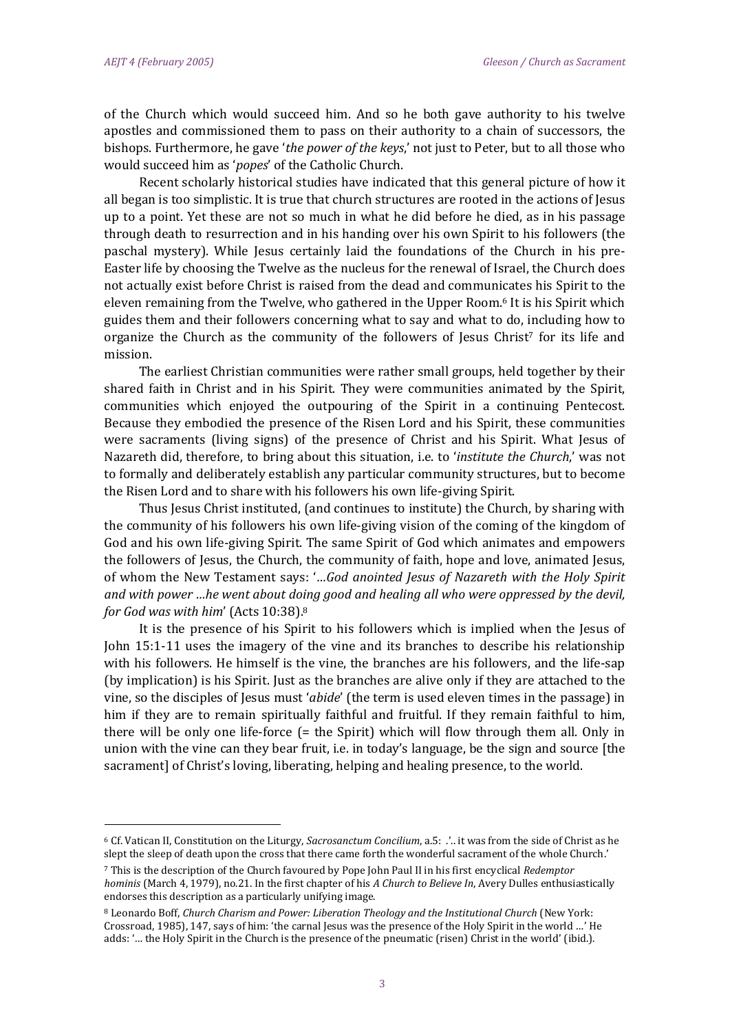of the Church which would succeed him. And so he both gave authority to his twelve apostles and commissioned them to pass on their authority to a chain of successors, the bishops. Furthermore, he gave '*the power of the keys*,' not just to Peter, but to all those who would succeed him as '*popes*' of the Catholic Church.

Recent scholarly historical studies have indicated that this general picture of how it all began is too simplistic. It is true that church structures are rooted in the actions of Jesus up to a point. Yet these are not so much in what he did before he died, as in his passage through death to resurrection and in his handing over his own Spirit to his followers (the paschal mystery). While Jesus certainly laid the foundations of the Church in his pre-Easter life by choosing the Twelve as the nucleus for the renewal of Israel, the Church does not actually exist before Christ is raised from the dead and communicates his Spirit to the eleven remaining from the Twelve, who gathered in the Upper Room.[6] It is his Spirit which guides them and their followers concerning what to say and what to do, including how to organize the Church as the community of the followers of Jesus Christ[7] for its life and mission.

The earliest Christian communities were rather small groups, held together by their shared faith in Christ and in his Spirit. They were communities animated by the Spirit, communities which enjoyed the outpouring of the Spirit in a continuing Pentecost. Because they embodied the presence of the Risen Lord and his Spirit, these communities were sacraments (living signs) of the presence of Christ and his Spirit. What Jesus of Nazareth did, therefore, to bring about this situation, i.e. to '*institute the Church*,' was not to formally and deliberately establish any particular community structures, but to become the Risen Lord and to share with his followers his own life-giving Spirit.

Thus Jesus Christ instituted, (and continues to institute) the Church, by sharing with the community of his followers his own life-giving vision of the coming of the kingdom of God and his own life-giving Spirit. The same Spirit of God which animates and empowers the followers of Jesus, the Church, the community of faith, hope and love, animated Jesus, of whom the New Testament says: '*…God anointed Jesus of Nazareth with the Holy Spirit and with power …he went about doing good and healing all who were oppressed by the devil, for God was with him*' (Acts 10:38).[8]

It is the presence of his Spirit to his followers which is implied when the Jesus of John 15:1-11 uses the imagery of the vine and its branches to describe his relationship with his followers. He himself is the vine, the branches are his followers, and the life-sap (by implication) is his Spirit. Just as the branches are alive only if they are attached to the vine, so the disciples of Jesus must '*abide*' (the term is used eleven times in the passage) in him if they are to remain spiritually faithful and fruitful. If they remain faithful to him, there will be only one life-force (= the Spirit) which will flow through them all. Only in union with the vine can they bear fruit, i.e. in today's language, be the sign and source [the sacrament] of Christ's loving, liberating, helping and healing presence, to the world.

---

[6] Cf. Vatican II, Constitution on the Liturgy, *Sacrosanctum Concilium*, a.5: .'.. it was from the side of Christ as he slept the sleep of death upon the cross that there came forth the wonderful sacrament of the whole Church.'

[7] This is the description of the Church favoured by Pope John Paul II in his first encyclical *Redemptor hominis* (March 4, 1979), no.21. In the first chapter of his *A Church to Believe In*, Avery Dulles enthusiastically endorses this description as a particularly unifying image.

[8] Leonardo Boff, *Church Charism and Power: Liberation Theology and the Institutional Church* (New York: Crossroad, 1985), 147, says of him: 'the carnal Jesus was the presence of the Holy Spirit in the world …' He adds: '… the Holy Spirit in the Church is the presence of the pneumatic (risen) Christ in the world' (ibid.).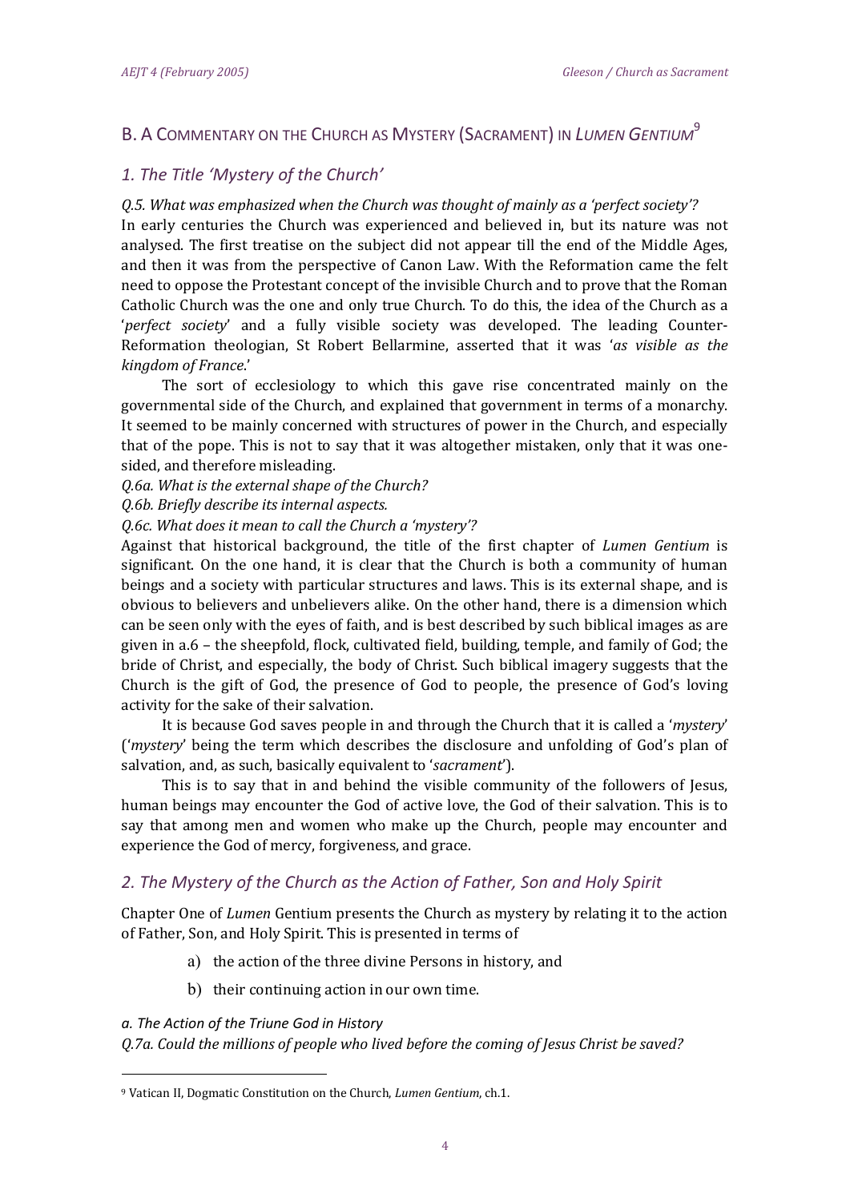## B. A Commentary on the Church as Mystery (Sacrament) in *Lumen Gentium*[9]

### *1. The Title 'Mystery of the Church'*

*Q.5. What was emphasized when the Church was thought of mainly as a 'perfect society'?*

In early centuries the Church was experienced and believed in, but its nature was not analysed. The first treatise on the subject did not appear till the end of the Middle Ages, and then it was from the perspective of Canon Law. With the Reformation came the felt need to oppose the Protestant concept of the invisible Church and to prove that the Roman Catholic Church was the one and only true Church. To do this, the idea of the Church as a '*perfect society*' and a fully visible society was developed. The leading Counter-Reformation theologian, St Robert Bellarmine, asserted that it was '*as visible as the kingdom of France*.'

The sort of ecclesiology to which this gave rise concentrated mainly on the governmental side of the Church, and explained that government in terms of a monarchy. It seemed to be mainly concerned with structures of power in the Church, and especially that of the pope. This is not to say that it was altogether mistaken, only that it was one-sided, and therefore misleading.

*Q.6a. What is the external shape of the Church?*

*Q.6b. Briefly describe its internal aspects.*

*Q.6c. What does it mean to call the Church a 'mystery'?*

Against that historical background, the title of the first chapter of *Lumen Gentium* is significant. On the one hand, it is clear that the Church is both a community of human beings and a society with particular structures and laws. This is its external shape, and is obvious to believers and unbelievers alike. On the other hand, there is a dimension which can be seen only with the eyes of faith, and is best described by such biblical images as are given in a.6 – the sheepfold, flock, cultivated field, building, temple, and family of God; the bride of Christ, and especially, the body of Christ. Such biblical imagery suggests that the Church is the gift of God, the presence of God to people, the presence of God's loving activity for the sake of their salvation.

It is because God saves people in and through the Church that it is called a '*mystery*' ('*mystery*' being the term which describes the disclosure and unfolding of God's plan of salvation, and, as such, basically equivalent to '*sacrament*').

This is to say that in and behind the visible community of the followers of Jesus, human beings may encounter the God of active love, the God of their salvation. This is to say that among men and women who make up the Church, people may encounter and experience the God of mercy, forgiveness, and grace.

### *2. The Mystery of the Church as the Action of Father, Son and Holy Spirit*

Chapter One of *Lumen* Gentium presents the Church as mystery by relating it to the action of Father, Son, and Holy Spirit. This is presented in terms of

a) the action of the three divine Persons in history, and

b) their continuing action in our own time.

*a. The Action of the Triune God in History*

*Q.7a. Could the millions of people who lived before the coming of Jesus Christ be saved?*

---

[9] Vatican II, Dogmatic Constitution on the Church, *Lumen Gentium*, ch.1.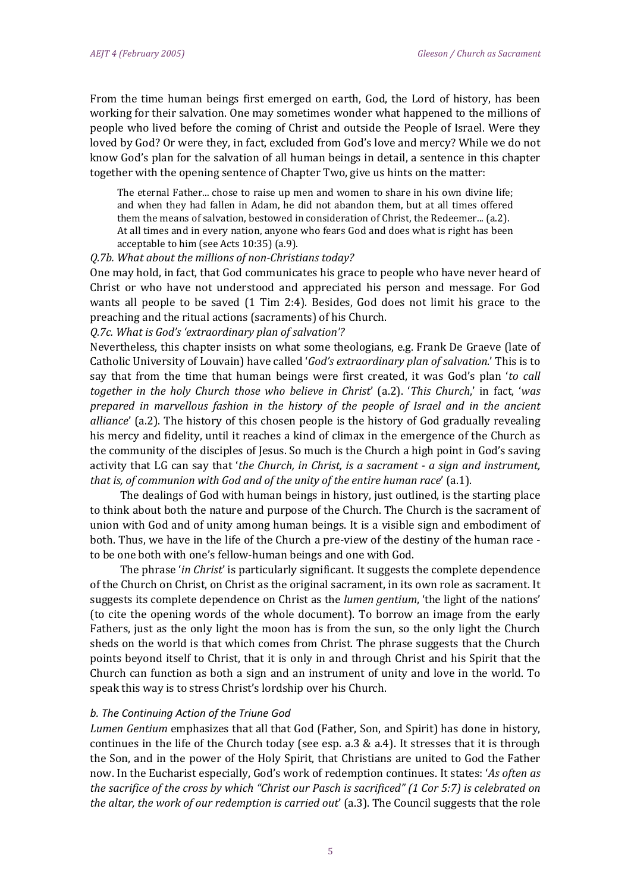From the time human beings first emerged on earth, God, the Lord of history, has been working for their salvation. One may sometimes wonder what happened to the millions of people who lived before the coming of Christ and outside the People of Israel. Were they loved by God? Or were they, in fact, excluded from God's love and mercy? While we do not know God's plan for the salvation of all human beings in detail, a sentence in this chapter together with the opening sentence of Chapter Two, give us hints on the matter:

> The eternal Father... chose to raise up men and women to share in his own divine life; and when they had fallen in Adam, he did not abandon them, but at all times offered them the means of salvation, bestowed in consideration of Christ, the Redeemer... (a.2).
> At all times and in every nation, anyone who fears God and does what is right has been acceptable to him (see Acts 10:35) (a.9).

*Q.7b. What about the millions of non-Christians today?*

One may hold, in fact, that God communicates his grace to people who have never heard of Christ or who have not understood and appreciated his person and message. For God wants all people to be saved (1 Tim 2:4). Besides, God does not limit his grace to the preaching and the ritual actions (sacraments) of his Church.

*Q.7c. What is God's 'extraordinary plan of salvation'?*

Nevertheless, this chapter insists on what some theologians, e.g. Frank De Graeve (late of Catholic University of Louvain) have called '*God's extraordinary plan of salvation*.' This is to say that from the time that human beings were first created, it was God's plan '*to call together in the holy Church those who believe in Christ*' (a.2). '*This Church*,' in fact, '*was prepared in marvellous fashion in the history of the people of Israel and in the ancient alliance*' (a.2). The history of this chosen people is the history of God gradually revealing his mercy and fidelity, until it reaches a kind of climax in the emergence of the Church as the community of the disciples of Jesus. So much is the Church a high point in God's saving activity that LG can say that '*the Church, in Christ, is a sacrament - a sign and instrument, that is, of communion with God and of the unity of the entire human race*' (a.1).

The dealings of God with human beings in history, just outlined, is the starting place to think about both the nature and purpose of the Church. The Church is the sacrament of union with God and of unity among human beings. It is a visible sign and embodiment of both. Thus, we have in the life of the Church a pre-view of the destiny of the human race - to be one both with one's fellow-human beings and one with God.

The phrase '*in Christ*' is particularly significant. It suggests the complete dependence of the Church on Christ, on Christ as the original sacrament, in its own role as sacrament. It suggests its complete dependence on Christ as the *lumen gentium*, 'the light of the nations' (to cite the opening words of the whole document). To borrow an image from the early Fathers, just as the only light the moon has is from the sun, so the only light the Church sheds on the world is that which comes from Christ. The phrase suggests that the Church points beyond itself to Christ, that it is only in and through Christ and his Spirit that the Church can function as both a sign and an instrument of unity and love in the world. To speak this way is to stress Christ's lordship over his Church.

#### *b. The Continuing Action of the Triune God*

*Lumen Gentium* emphasizes that all that God (Father, Son, and Spirit) has done in history, continues in the life of the Church today (see esp. a.3 & a.4). It stresses that it is through the Son, and in the power of the Holy Spirit, that Christians are united to God the Father now. In the Eucharist especially, God's work of redemption continues. It states: '*As often as the sacrifice of the cross by which "Christ our Pasch is sacrificed" (1 Cor 5:7) is celebrated on the altar, the work of our redemption is carried out*' (a.3). The Council suggests that the role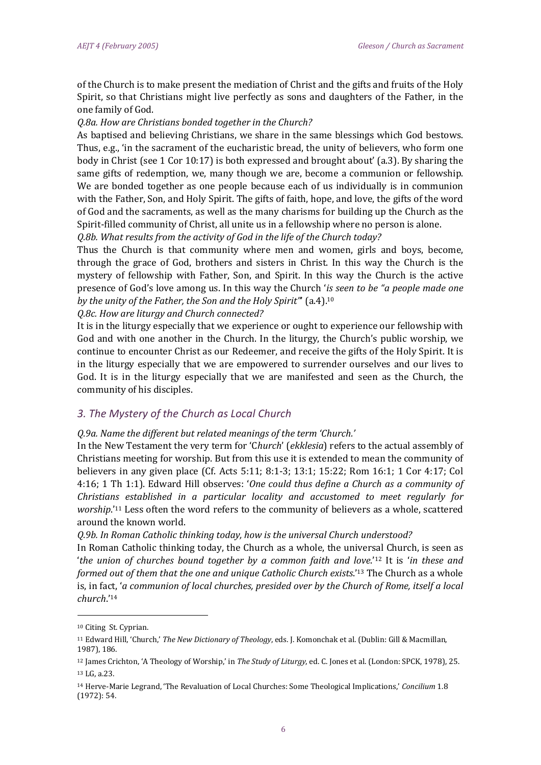of the Church is to make present the mediation of Christ and the gifts and fruits of the Holy Spirit, so that Christians might live perfectly as sons and daughters of the Father, in the one family of God.

*Q.8a. How are Christians bonded together in the Church?*

As baptised and believing Christians, we share in the same blessings which God bestows. Thus, e.g., 'in the sacrament of the eucharistic bread, the unity of believers, who form one body in Christ (see 1 Cor 10:17) is both expressed and brought about' (a.3). By sharing the same gifts of redemption, we, many though we are, become a communion or fellowship. We are bonded together as one people because each of us individually is in communion with the Father, Son, and Holy Spirit. The gifts of faith, hope, and love, the gifts of the word of God and the sacraments, as well as the many charisms for building up the Church as the Spirit-filled community of Christ, all unite us in a fellowship where no person is alone.

*Q.8b. What results from the activity of God in the life of the Church today?*

Thus the Church is that community where men and women, girls and boys, become, through the grace of God, brothers and sisters in Christ. In this way the Church is the mystery of fellowship with Father, Son, and Spirit. In this way the Church is the active presence of God's love among us. In this way the Church '*is seen to be "a people made one by the unity of the Father, the Son and the Holy Spirit"*' (a.4).[10]

*Q.8c. How are liturgy and Church connected?*

It is in the liturgy especially that we experience or ought to experience our fellowship with God and with one another in the Church. In the liturgy, the Church's public worship, we continue to encounter Christ as our Redeemer, and receive the gifts of the Holy Spirit. It is in the liturgy especially that we are empowered to surrender ourselves and our lives to God. It is in the liturgy especially that we are manifested and seen as the Church, the community of his disciples.

## *3. The Mystery of the Church as Local Church*

*Q.9a. Name the different but related meanings of the term 'Church.'*

In the New Testament the very term for 'C*hurch*' (*ekklesia*) refers to the actual assembly of Christians meeting for worship. But from this use it is extended to mean the community of believers in any given place (Cf. Acts 5:11; 8:1-3; 13:1; 15:22; Rom 16:1; 1 Cor 4:17; Col 4:16; 1 Th 1:1). Edward Hill observes: '*One could thus define a Church as a community of Christians established in a particular locality and accustomed to meet regularly for worship*.'[11] Less often the word refers to the community of believers as a whole, scattered around the known world.

*Q.9b. In Roman Catholic thinking today, how is the universal Church understood?*

In Roman Catholic thinking today, the Church as a whole, the universal Church, is seen as '*the union of churches bound together by a common faith and love*.'[12] It is '*in these and formed out of them that the one and unique Catholic Church exists*.'[13] The Church as a whole is, in fact, '*a communion of local churches, presided over by the Church of Rome, itself a local church*.'[14]

---

[10] Citing St. Cyprian.

[11] Edward Hill, 'Church,' *The New Dictionary of Theology*, eds. J. Komonchak et al. (Dublin: Gill & Macmillan, 1987), 186.

[12] James Crichton, 'A Theology of Worship,' in *The Study of Liturgy*, ed. C. Jones et al. (London: SPCK, 1978), 25.

[13] LG, a.23.

[14] Herve-Marie Legrand, 'The Revaluation of Local Churches: Some Theological Implications,' *Concilium* 1.8 (1972): 54.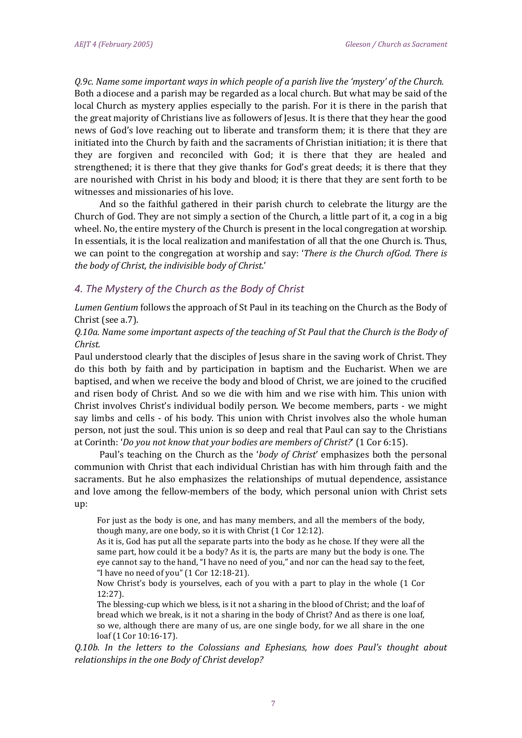*Q.9c. Name some important ways in which people of a parish live the 'mystery' of the Church.*
Both a diocese and a parish may be regarded as a local church. But what may be said of the local Church as mystery applies especially to the parish. For it is there in the parish that the great majority of Christians live as followers of Jesus. It is there that they hear the good news of God's love reaching out to liberate and transform them; it is there that they are initiated into the Church by faith and the sacraments of Christian initiation; it is there that they are forgiven and reconciled with God; it is there that they are healed and strengthened; it is there that they give thanks for God's great deeds; it is there that they are nourished with Christ in his body and blood; it is there that they are sent forth to be witnesses and missionaries of his love.

And so the faithful gathered in their parish church to celebrate the liturgy are the Church of God. They are not simply a section of the Church, a little part of it, a cog in a big wheel. No, the entire mystery of the Church is present in the local congregation at worship. In essentials, it is the local realization and manifestation of all that the one Church is. Thus, we can point to the congregation at worship and say: '*There is the Church ofGod. There is the body of Christ, the indivisible body of Christ.*'

## *4. The Mystery of the Church as the Body of Christ*

*Lumen Gentium* follows the approach of St Paul in its teaching on the Church as the Body of Christ (see a.7).

*Q.10a. Name some important aspects of the teaching of St Paul that the Church is the Body of Christ.*
Paul understood clearly that the disciples of Jesus share in the saving work of Christ. They do this both by faith and by participation in baptism and the Eucharist. When we are baptised, and when we receive the body and blood of Christ, we are joined to the crucified and risen body of Christ. And so we die with him and we rise with him. This union with Christ involves Christ's individual bodily person. We become members, parts - we might say limbs and cells - of his body. This union with Christ involves also the whole human person, not just the soul. This union is so deep and real that Paul can say to the Christians at Corinth: '*Do you not know that your bodies are members of Christ?*' (1 Cor 6:15).

Paul's teaching on the Church as the '*body of Christ*' emphasizes both the personal communion with Christ that each individual Christian has with him through faith and the sacraments. But he also emphasizes the relationships of mutual dependence, assistance and love among the fellow-members of the body, which personal union with Christ sets up:

> For just as the body is one, and has many members, and all the members of the body, though many, are one body, so it is with Christ (1 Cor 12:12).
> As it is, God has put all the separate parts into the body as he chose. If they were all the same part, how could it be a body? As it is, the parts are many but the body is one. The eye cannot say to the hand, "I have no need of you," and nor can the head say to the feet, "I have no need of you" (1 Cor 12:18-21).
> Now Christ's body is yourselves, each of you with a part to play in the whole (1 Cor 12:27).
> The blessing-cup which we bless, is it not a sharing in the blood of Christ; and the loaf of bread which we break, is it not a sharing in the body of Christ? And as there is one loaf, so we, although there are many of us, are one single body, for we all share in the one loaf (1 Cor 10:16-17).

*Q.10b. In the letters to the Colossians and Ephesians, how does Paul's thought about relationships in the one Body of Christ develop?*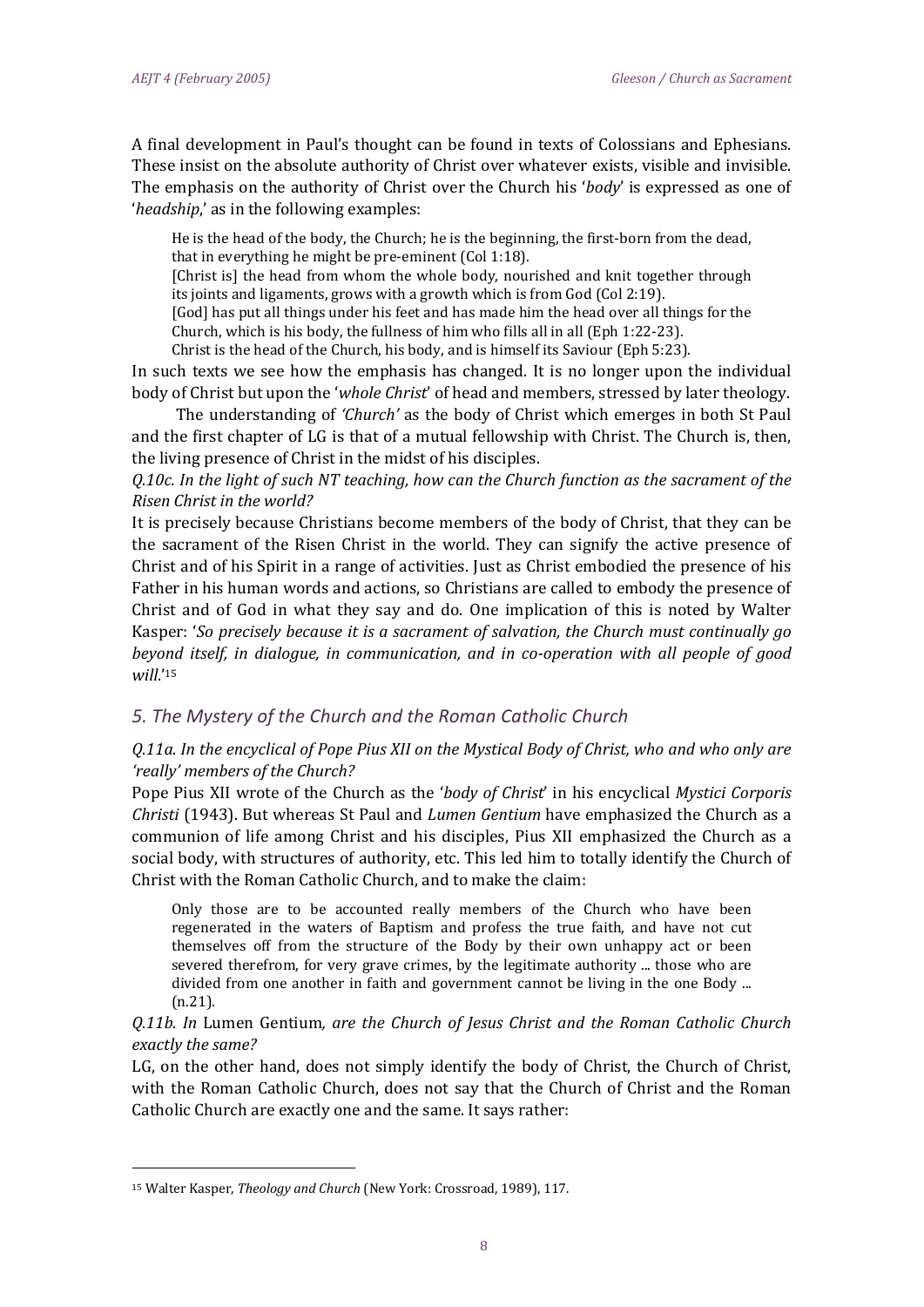A final development in Paul's thought can be found in texts of Colossians and Ephesians. These insist on the absolute authority of Christ over whatever exists, visible and invisible. The emphasis on the authority of Christ over the Church his '*body*' is expressed as one of '*headship*,' as in the following examples:

> He is the head of the body, the Church; he is the beginning, the first-born from the dead, that in everything he might be pre-eminent (Col 1:18).
> [Christ is] the head from whom the whole body, nourished and knit together through its joints and ligaments, grows with a growth which is from God (Col 2:19).
> [God] has put all things under his feet and has made him the head over all things for the Church, which is his body, the fullness of him who fills all in all (Eph 1:22-23).
> Christ is the head of the Church, his body, and is himself its Saviour (Eph 5:23).

In such texts we see how the emphasis has changed. It is no longer upon the individual body of Christ but upon the '*whole Christ*' of head and members, stressed by later theology.

The understanding of *'Church'* as the body of Christ which emerges in both St Paul and the first chapter of LG is that of a mutual fellowship with Christ. The Church is, then, the living presence of Christ in the midst of his disciples.

*Q.10c. In the light of such NT teaching, how can the Church function as the sacrament of the Risen Christ in the world?*

It is precisely because Christians become members of the body of Christ, that they can be the sacrament of the Risen Christ in the world. They can signify the active presence of Christ and of his Spirit in a range of activities. Just as Christ embodied the presence of his Father in his human words and actions, so Christians are called to embody the presence of Christ and of God in what they say and do. One implication of this is noted by Walter Kasper: '*So precisely because it is a sacrament of salvation, the Church must continually go beyond itself, in dialogue, in communication, and in co-operation with all people of good will*.'[15]

## *5. The Mystery of the Church and the Roman Catholic Church*

*Q.11a. In the encyclical of Pope Pius XII on the Mystical Body of Christ, who and who only are 'really' members of the Church?*

Pope Pius XII wrote of the Church as the '*body of Christ*' in his encyclical *Mystici Corporis Christi* (1943). But whereas St Paul and *Lumen Gentium* have emphasized the Church as a communion of life among Christ and his disciples, Pius XII emphasized the Church as a social body, with structures of authority, etc. This led him to totally identify the Church of Christ with the Roman Catholic Church, and to make the claim:

> Only those are to be accounted really members of the Church who have been regenerated in the waters of Baptism and profess the true faith, and have not cut themselves off from the structure of the Body by their own unhappy act or been severed therefrom, for very grave crimes, by the legitimate authority ... those who are divided from one another in faith and government cannot be living in the one Body ... (n.21).

*Q.11b. In* Lumen Gentium*, are the Church of Jesus Christ and the Roman Catholic Church exactly the same?*

LG, on the other hand, does not simply identify the body of Christ, the Church of Christ, with the Roman Catholic Church, does not say that the Church of Christ and the Roman Catholic Church are exactly one and the same. It says rather:

---

[15] Walter Kasper, *Theology and Church* (New York: Crossroad, 1989), 117.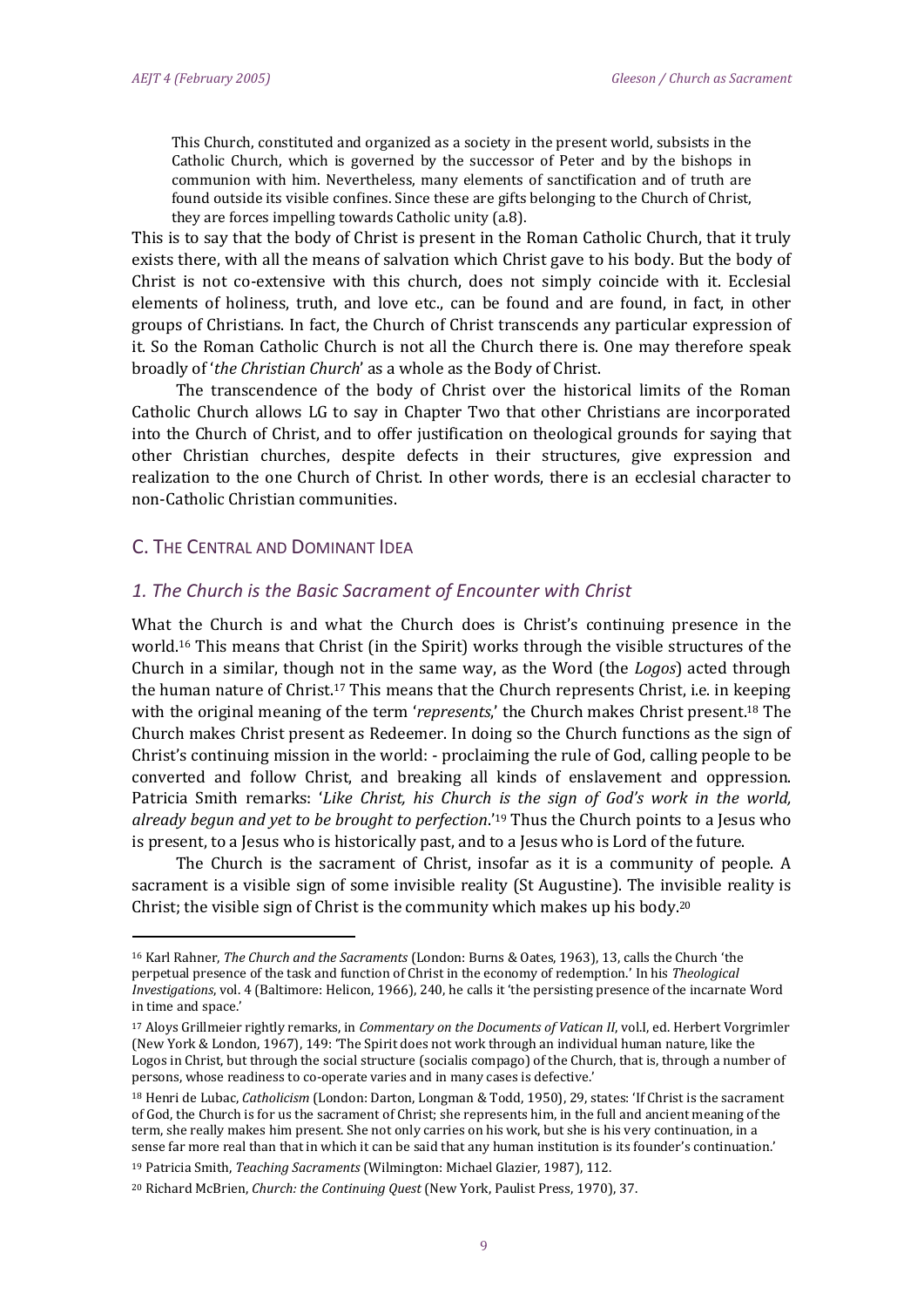> This Church, constituted and organized as a society in the present world, subsists in the Catholic Church, which is governed by the successor of Peter and by the bishops in communion with him. Nevertheless, many elements of sanctification and of truth are found outside its visible confines. Since these are gifts belonging to the Church of Christ, they are forces impelling towards Catholic unity (a.8).

This is to say that the body of Christ is present in the Roman Catholic Church, that it truly exists there, with all the means of salvation which Christ gave to his body. But the body of Christ is not co-extensive with this church, does not simply coincide with it. Ecclesial elements of holiness, truth, and love etc., can be found and are found, in fact, in other groups of Christians. In fact, the Church of Christ transcends any particular expression of it. So the Roman Catholic Church is not all the Church there is. One may therefore speak broadly of '*the Christian Church*' as a whole as the Body of Christ.

The transcendence of the body of Christ over the historical limits of the Roman Catholic Church allows LG to say in Chapter Two that other Christians are incorporated into the Church of Christ, and to offer justification on theological grounds for saying that other Christian churches, despite defects in their structures, give expression and realization to the one Church of Christ. In other words, there is an ecclesial character to non-Catholic Christian communities.

## C. The Central and Dominant Idea

### *1. The Church is the Basic Sacrament of Encounter with Christ*

What the Church is and what the Church does is Christ's continuing presence in the world.[16] This means that Christ (in the Spirit) works through the visible structures of the Church in a similar, though not in the same way, as the Word (the *Logos*) acted through the human nature of Christ.[17] This means that the Church represents Christ, i.e. in keeping with the original meaning of the term '*represents*,' the Church makes Christ present.[18] The Church makes Christ present as Redeemer. In doing so the Church functions as the sign of Christ's continuing mission in the world: - proclaiming the rule of God, calling people to be converted and follow Christ, and breaking all kinds of enslavement and oppression. Patricia Smith remarks: '*Like Christ, his Church is the sign of God's work in the world, already begun and yet to be brought to perfection*.'[19] Thus the Church points to a Jesus who is present, to a Jesus who is historically past, and to a Jesus who is Lord of the future.

The Church is the sacrament of Christ, insofar as it is a community of people. A sacrament is a visible sign of some invisible reality (St Augustine). The invisible reality is Christ; the visible sign of Christ is the community which makes up his body.[20]

---

[16] Karl Rahner, *The Church and the Sacraments* (London: Burns & Oates, 1963), 13, calls the Church 'the perpetual presence of the task and function of Christ in the economy of redemption.' In his *Theological Investigations*, vol. 4 (Baltimore: Helicon, 1966), 240, he calls it 'the persisting presence of the incarnate Word in time and space.'

[17] Aloys Grillmeier rightly remarks, in *Commentary on the Documents of Vatican II*, vol.I, ed. Herbert Vorgrimler (New York & London, 1967), 149: 'The Spirit does not work through an individual human nature, like the Logos in Christ, but through the social structure (socialis compago) of the Church, that is, through a number of persons, whose readiness to co-operate varies and in many cases is defective.'

[18] Henri de Lubac, *Catholicism* (London: Darton, Longman & Todd, 1950), 29, states: 'If Christ is the sacrament of God, the Church is for us the sacrament of Christ; she represents him, in the full and ancient meaning of the term, she really makes him present. She not only carries on his work, but she is his very continuation, in a sense far more real than that in which it can be said that any human institution is its founder's continuation.'

[19] Patricia Smith, *Teaching Sacraments* (Wilmington: Michael Glazier, 1987), 112.

[20] Richard McBrien, *Church: the Continuing Quest* (New York, Paulist Press, 1970), 37.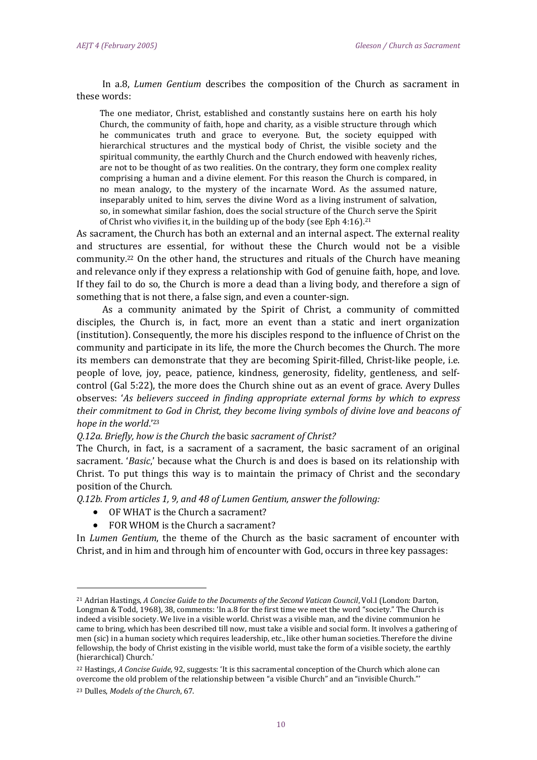In a.8, *Lumen Gentium* describes the composition of the Church as sacrament in these words:

> The one mediator, Christ, established and constantly sustains here on earth his holy Church, the community of faith, hope and charity, as a visible structure through which he communicates truth and grace to everyone. But, the society equipped with hierarchical structures and the mystical body of Christ, the visible society and the spiritual community, the earthly Church and the Church endowed with heavenly riches, are not to be thought of as two realities. On the contrary, they form one complex reality comprising a human and a divine element. For this reason the Church is compared, in no mean analogy, to the mystery of the incarnate Word. As the assumed nature, inseparably united to him, serves the divine Word as a living instrument of salvation, so, in somewhat similar fashion, does the social structure of the Church serve the Spirit of Christ who vivifies it, in the building up of the body (see Eph 4:16).[21]

As sacrament, the Church has both an external and an internal aspect. The external reality and structures are essential, for without these the Church would not be a visible community.[22] On the other hand, the structures and rituals of the Church have meaning and relevance only if they express a relationship with God of genuine faith, hope, and love. If they fail to do so, the Church is more a dead than a living body, and therefore a sign of something that is not there, a false sign, and even a counter-sign.

As a community animated by the Spirit of Christ, a community of committed disciples, the Church is, in fact, more an event than a static and inert organization (institution). Consequently, the more his disciples respond to the influence of Christ on the community and participate in its life, the more the Church becomes the Church. The more its members can demonstrate that they are becoming Spirit-filled, Christ-like people, i.e. people of love, joy, peace, patience, kindness, generosity, fidelity, gentleness, and self-control (Gal 5:22), the more does the Church shine out as an event of grace. Avery Dulles observes: '*As believers succeed in finding appropriate external forms by which to express their commitment to God in Christ, they become living symbols of divine love and beacons of hope in the world*.'[23]

*Q.12a. Briefly, how is the Church the* basic *sacrament of Christ?*

The Church, in fact, is a sacrament of a sacrament, the basic sacrament of an original sacrament. '*Basic*,' because what the Church is and does is based on its relationship with Christ. To put things this way is to maintain the primacy of Christ and the secondary position of the Church.

*Q.12b. From articles 1, 9, and 48 of Lumen Gentium, answer the following:*

- OF WHAT is the Church a sacrament?
- FOR WHOM is the Church a sacrament?

In *Lumen Gentium*, the theme of the Church as the basic sacrament of encounter with Christ, and in him and through him of encounter with God, occurs in three key passages:

---

[21] Adrian Hastings, *A Concise Guide to the Documents of the Second Vatican Council*, Vol.I (London: Darton, Longman & Todd, 1968), 38, comments: 'In a.8 for the first time we meet the word "society." The Church is indeed a visible society. We live in a visible world. Christ was a visible man, and the divine communion he came to bring, which has been described till now, must take a visible and social form. It involves a gathering of men (sic) in a human society which requires leadership, etc., like other human societies. Therefore the divine fellowship, the body of Christ existing in the visible world, must take the form of a visible society, the earthly (hierarchical) Church.'

[22] Hastings, *A Concise Guide*, 92, suggests: 'It is this sacramental conception of the Church which alone can overcome the old problem of the relationship between "a visible Church" and an "invisible Church."'

[23] Dulles, *Models of the Church*, 67.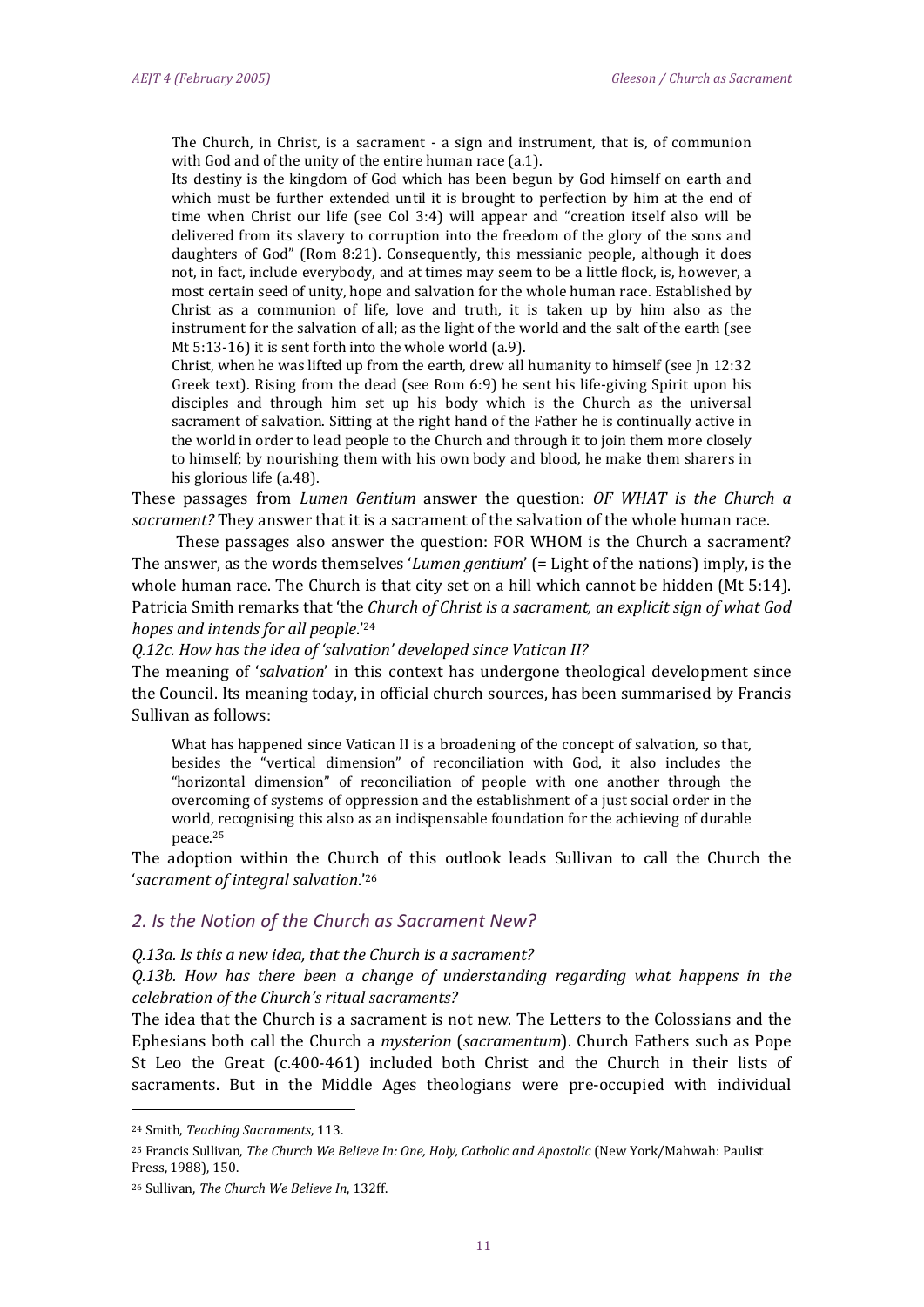> The Church, in Christ, is a sacrament - a sign and instrument, that is, of communion with God and of the unity of the entire human race (a.1).
>
> Its destiny is the kingdom of God which has been begun by God himself on earth and which must be further extended until it is brought to perfection by him at the end of time when Christ our life (see Col 3:4) will appear and "creation itself also will be delivered from its slavery to corruption into the freedom of the glory of the sons and daughters of God" (Rom 8:21). Consequently, this messianic people, although it does not, in fact, include everybody, and at times may seem to be a little flock, is, however, a most certain seed of unity, hope and salvation for the whole human race. Established by Christ as a communion of life, love and truth, it is taken up by him also as the instrument for the salvation of all; as the light of the world and the salt of the earth (see Mt 5:13-16) it is sent forth into the whole world (a.9).
>
> Christ, when he was lifted up from the earth, drew all humanity to himself (see Jn 12:32 Greek text). Rising from the dead (see Rom 6:9) he sent his life-giving Spirit upon his disciples and through him set up his body which is the Church as the universal sacrament of salvation. Sitting at the right hand of the Father he is continually active in the world in order to lead people to the Church and through it to join them more closely to himself; by nourishing them with his own body and blood, he make them sharers in his glorious life (a.48).

These passages from *Lumen Gentium* answer the question: *OF WHAT is the Church a sacrament?* They answer that it is a sacrament of the salvation of the whole human race.

These passages also answer the question: FOR WHOM is the Church a sacrament? The answer, as the words themselves '*Lumen gentium*' (= Light of the nations) imply, is the whole human race. The Church is that city set on a hill which cannot be hidden (Mt 5:14). Patricia Smith remarks that 'the *Church of Christ is a sacrament, an explicit sign of what God hopes and intends for all people*.'[24]

*Q.12c. How has the idea of 'salvation' developed since Vatican II?*

The meaning of '*salvation*' in this context has undergone theological development since the Council. Its meaning today, in official church sources, has been summarised by Francis Sullivan as follows:

> What has happened since Vatican II is a broadening of the concept of salvation, so that, besides the "vertical dimension" of reconciliation with God, it also includes the "horizontal dimension" of reconciliation of people with one another through the overcoming of systems of oppression and the establishment of a just social order in the world, recognising this also as an indispensable foundation for the achieving of durable peace.[25]

The adoption within the Church of this outlook leads Sullivan to call the Church the '*sacrament of integral salvation*.'[26]

## *2. Is the Notion of the Church as Sacrament New?*

*Q.13a. Is this a new idea, that the Church is a sacrament?*

*Q.13b. How has there been a change of understanding regarding what happens in the celebration of the Church's ritual sacraments?*

The idea that the Church is a sacrament is not new. The Letters to the Colossians and the Ephesians both call the Church a *mysterion* (*sacramentum*). Church Fathers such as Pope St Leo the Great (c.400-461) included both Christ and the Church in their lists of sacraments. But in the Middle Ages theologians were pre-occupied with individual

---

[24] Smith, *Teaching Sacraments*, 113.

[25] Francis Sullivan, *The Church We Believe In: One, Holy, Catholic and Apostolic* (New York/Mahwah: Paulist Press, 1988), 150.

[26] Sullivan, *The Church We Believe In*, 132ff.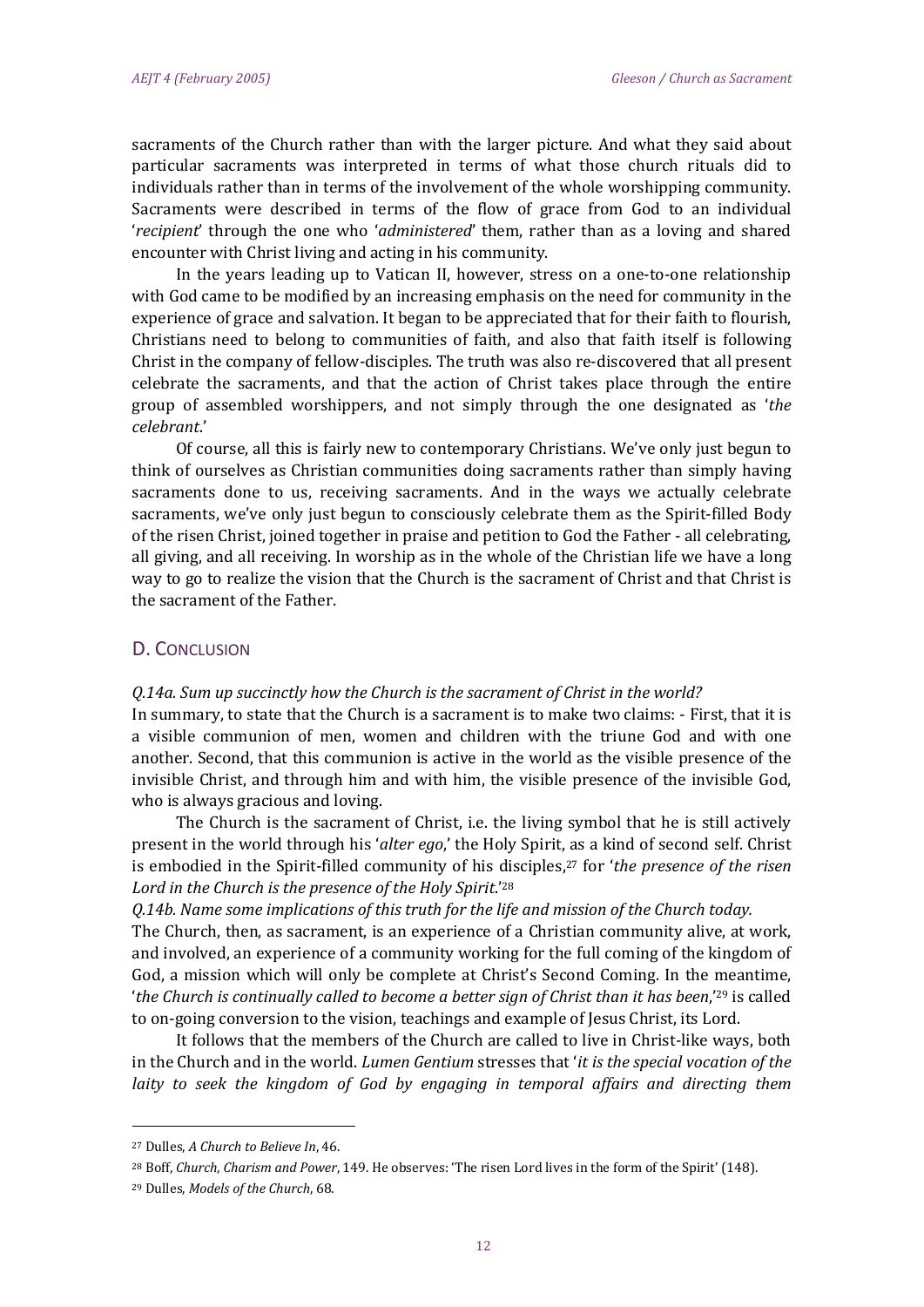sacraments of the Church rather than with the larger picture. And what they said about particular sacraments was interpreted in terms of what those church rituals did to individuals rather than in terms of the involvement of the whole worshipping community. Sacraments were described in terms of the flow of grace from God to an individual '*recipient*' through the one who '*administered*' them, rather than as a loving and shared encounter with Christ living and acting in his community.

In the years leading up to Vatican II, however, stress on a one-to-one relationship with God came to be modified by an increasing emphasis on the need for community in the experience of grace and salvation. It began to be appreciated that for their faith to flourish, Christians need to belong to communities of faith, and also that faith itself is following Christ in the company of fellow-disciples. The truth was also re-discovered that all present celebrate the sacraments, and that the action of Christ takes place through the entire group of assembled worshippers, and not simply through the one designated as '*the celebrant*.'

Of course, all this is fairly new to contemporary Christians. We've only just begun to think of ourselves as Christian communities doing sacraments rather than simply having sacraments done to us, receiving sacraments. And in the ways we actually celebrate sacraments, we've only just begun to consciously celebrate them as the Spirit-filled Body of the risen Christ, joined together in praise and petition to God the Father - all celebrating, all giving, and all receiving. In worship as in the whole of the Christian life we have a long way to go to realize the vision that the Church is the sacrament of Christ and that Christ is the sacrament of the Father.

## D. Conclusion

*Q.14a. Sum up succinctly how the Church is the sacrament of Christ in the world?*

In summary, to state that the Church is a sacrament is to make two claims: - First, that it is a visible communion of men, women and children with the triune God and with one another. Second, that this communion is active in the world as the visible presence of the invisible Christ, and through him and with him, the visible presence of the invisible God, who is always gracious and loving.

The Church is the sacrament of Christ, i.e. the living symbol that he is still actively present in the world through his '*alter ego*,' the Holy Spirit, as a kind of second self. Christ is embodied in the Spirit-filled community of his disciples,[27] for '*the presence of the risen Lord in the Church is the presence of the Holy Spirit*.'[28]

*Q.14b. Name some implications of this truth for the life and mission of the Church today.*

The Church, then, as sacrament, is an experience of a Christian community alive, at work, and involved, an experience of a community working for the full coming of the kingdom of God, a mission which will only be complete at Christ's Second Coming. In the meantime, '*the Church is continually called to become a better sign of Christ than it has been*,'[29] is called to on-going conversion to the vision, teachings and example of Jesus Christ, its Lord.

It follows that the members of the Church are called to live in Christ-like ways, both in the Church and in the world. *Lumen Gentium* stresses that '*it is the special vocation of the laity to seek the kingdom of God by engaging in temporal affairs and directing them*

---

[27] Dulles, *A Church to Believe In*, 46.

[28] Boff, *Church, Charism and Power*, 149. He observes: 'The risen Lord lives in the form of the Spirit' (148).

[29] Dulles, *Models of the Church*, 68.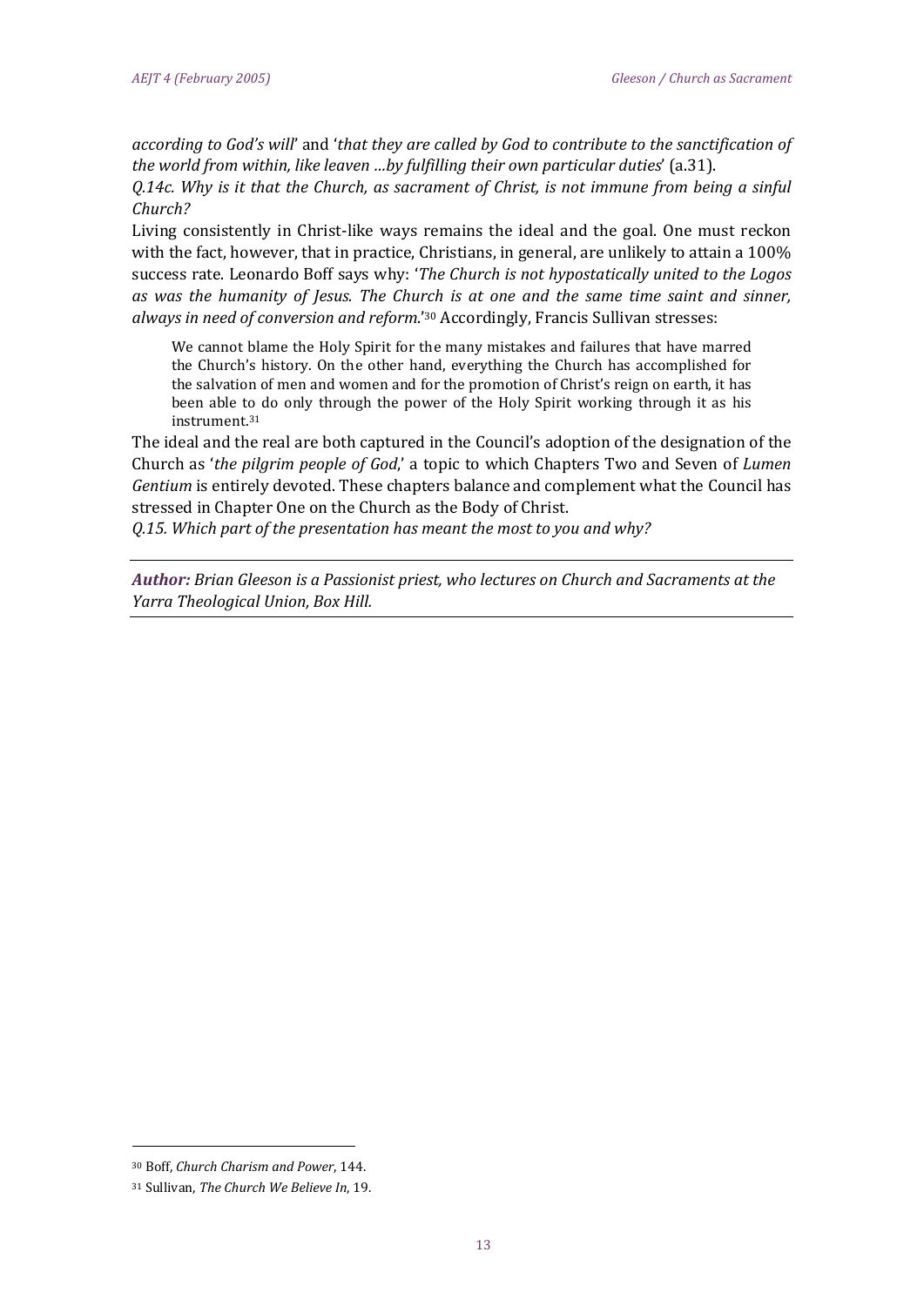*according to God's will*' and '*that they are called by God to contribute to the sanctification of the world from within, like leaven …by fulfilling their own particular duties*' (a.31).

*Q.14c. Why is it that the Church, as sacrament of Christ, is not immune from being a sinful Church?*

Living consistently in Christ-like ways remains the ideal and the goal. One must reckon with the fact, however, that in practice, Christians, in general, are unlikely to attain a 100% success rate. Leonardo Boff says why: '*The Church is not hypostatically united to the Logos as was the humanity of Jesus. The Church is at one and the same time saint and sinner, always in need of conversion and reform*.'[30] Accordingly, Francis Sullivan stresses:

> We cannot blame the Holy Spirit for the many mistakes and failures that have marred the Church's history. On the other hand, everything the Church has accomplished for the salvation of men and women and for the promotion of Christ's reign on earth, it has been able to do only through the power of the Holy Spirit working through it as his instrument.[31]

The ideal and the real are both captured in the Council's adoption of the designation of the Church as '*the pilgrim people of God*,' a topic to which Chapters Two and Seven of *Lumen Gentium* is entirely devoted. These chapters balance and complement what the Council has stressed in Chapter One on the Church as the Body of Christ.

*Q.15. Which part of the presentation has meant the most to you and why?*

---

***Author:*** *Brian Gleeson is a Passionist priest, who lectures on Church and Sacraments at the Yarra Theological Union, Box Hill.*

---

[30] Boff, *Church Charism and Power*, 144.

[31] Sullivan, *The Church We Believe In*, 19.